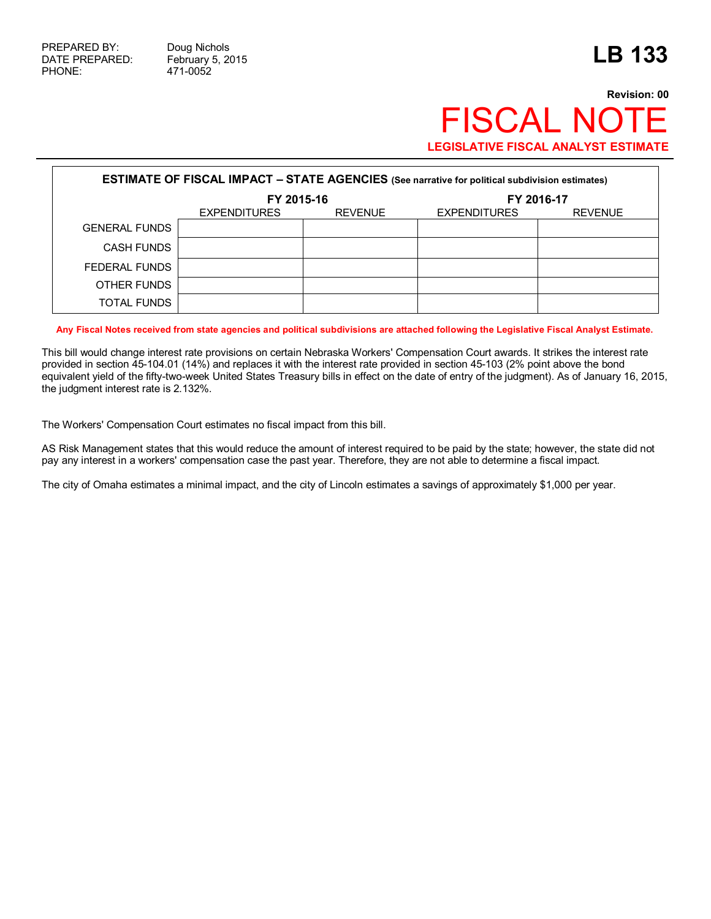PREPARED BY: Doug Nichols
DATE PREPARED: February 5, 2015
PHONE: 471-0052

# LB 133

**Revision: 00**

# FISCAL NOTE

**LEGISLATIVE FISCAL ANALYST ESTIMATE**

| ESTIMATE OF FISCAL IMPACT – STATE AGENCIES (See narrative for political subdivision estimates) | | | | |
|---|---|---|---|---|
| | FY 2015-16 | | FY 2016-17 | |
| | EXPENDITURES | REVENUE | EXPENDITURES | REVENUE |
| GENERAL FUNDS | | | | |
| CASH FUNDS | | | | |
| FEDERAL FUNDS | | | | |
| OTHER FUNDS | | | | |
| TOTAL FUNDS | | | | |

**Any Fiscal Notes received from state agencies and political subdivisions are attached following the Legislative Fiscal Analyst Estimate.**

This bill would change interest rate provisions on certain Nebraska Workers' Compensation Court awards. It strikes the interest rate provided in section 45-104.01 (14%) and replaces it with the interest rate provided in section 45-103 (2% point above the bond equivalent yield of the fifty-two-week United States Treasury bills in effect on the date of entry of the judgment). As of January 16, 2015, the judgment interest rate is 2.132%.

The Workers' Compensation Court estimates no fiscal impact from this bill.

AS Risk Management states that this would reduce the amount of interest required to be paid by the state; however, the state did not pay any interest in a workers' compensation case the past year. Therefore, they are not able to determine a fiscal impact.

The city of Omaha estimates a minimal impact, and the city of Lincoln estimates a savings of approximately $1,000 per year.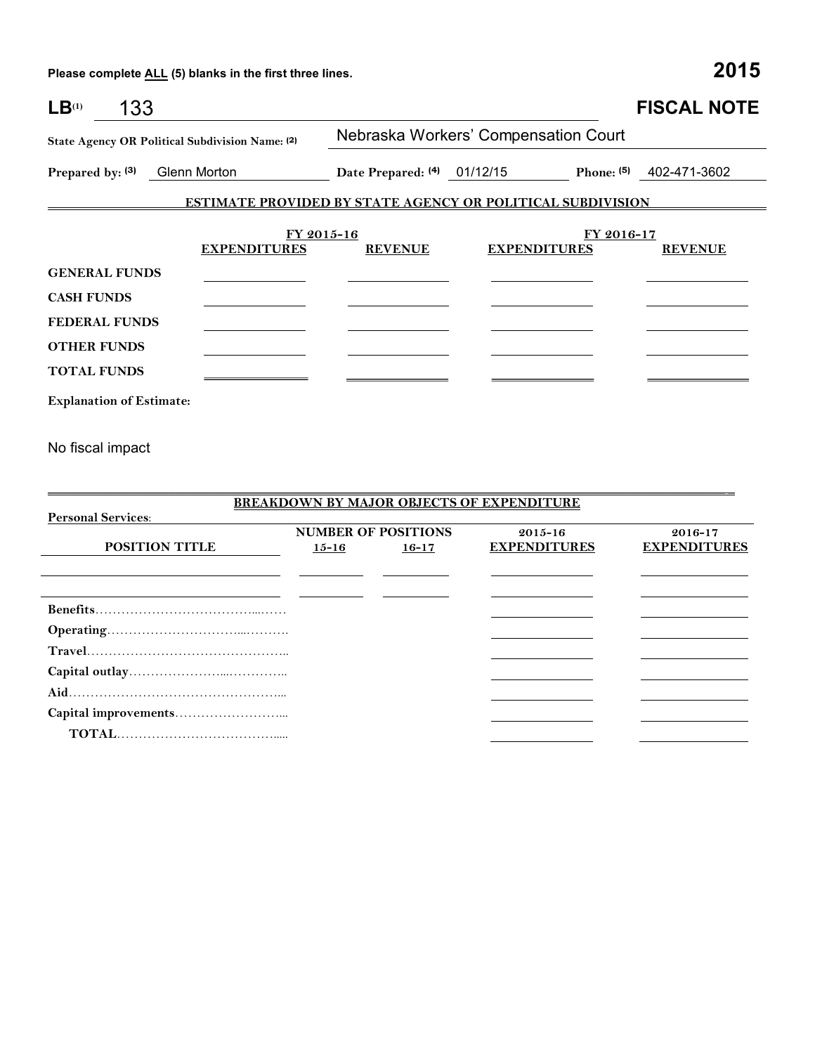Please complete ALL (5) blanks in the first three lines.

**2015**

**LB**[1] 133

**FISCAL NOTE**

**State Agency OR Political Subdivision Name:** [2] Nebraska Workers' Compensation Court

**Prepared by:** [3] Glenn Morton **Date Prepared:** [4] 01/12/15 **Phone:** [5] 402-471-3602

**ESTIMATE PROVIDED BY STATE AGENCY OR POLITICAL SUBDIVISION**

| | FY 2015-16 | | FY 2016-17 | |
|---|---|---|---|---|
| | **EXPENDITURES** | **REVENUE** | **EXPENDITURES** | **REVENUE** |
| **GENERAL FUNDS** | | | | |
| **CASH FUNDS** | | | | |
| **FEDERAL FUNDS** | | | | |
| **OTHER FUNDS** | | | | |
| **TOTAL FUNDS** | | | | |

**Explanation of Estimate:**

No fiscal impact

**BREAKDOWN BY MAJOR OBJECTS OF EXPENDITURE**

**Personal Services:**

| POSITION TITLE | NUMBER OF POSITIONS 15-16 | NUMBER OF POSITIONS 16-17 | 2015-16 EXPENDITURES | 2016-17 EXPENDITURES |
|---|---|---|---|---|
| | | | | |
| | | | | |
| **Benefits** | | | | |
| **Operating** | | | | |
| **Travel** | | | | |
| **Capital outlay** | | | | |
| **Aid** | | | | |
| **Capital improvements** | | | | |
| **TOTAL** | | | | |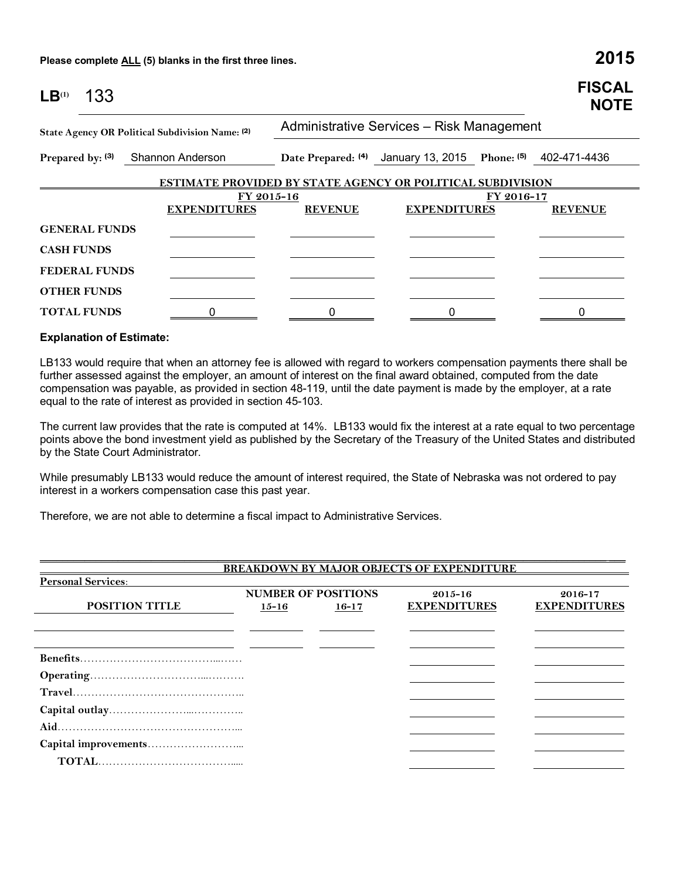Please complete ALL (5) blanks in the first three lines.

# 2015 FISCAL NOTE

**LB**[1] 133

**State Agency OR Political Subdivision Name:** [2] Administrative Services – Risk Management

**Prepared by:** [3] Shannon Anderson **Date Prepared:** [4] January 13, 2015 **Phone:** [5] 402-471-4436

**ESTIMATE PROVIDED BY STATE AGENCY OR POLITICAL SUBDIVISION**

| | FY 2015-16 | | FY 2016-17 | |
|---|---|---|---|---|
| | **EXPENDITURES** | **REVENUE** | **EXPENDITURES** | **REVENUE** |
| **GENERAL FUNDS** | | | | |
| **CASH FUNDS** | | | | |
| **FEDERAL FUNDS** | | | | |
| **OTHER FUNDS** | | | | |
| **TOTAL FUNDS** | 0 | 0 | 0 | 0 |

**Explanation of Estimate:**

LB133 would require that when an attorney fee is allowed with regard to workers compensation payments there shall be further assessed against the employer, an amount of interest on the final award obtained, computed from the date compensation was payable, as provided in section 48-119, until the date payment is made by the employer, at a rate equal to the rate of interest as provided in section 45-103.

The current law provides that the rate is computed at 14%. LB133 would fix the interest at a rate equal to two percentage points above the bond investment yield as published by the Secretary of the Treasury of the United States and distributed by the State Court Administrator.

While presumably LB133 would reduce the amount of interest required, the State of Nebraska was not ordered to pay interest in a workers compensation case this past year.

Therefore, we are not able to determine a fiscal impact to Administrative Services.

**BREAKDOWN BY MAJOR OBJECTS OF EXPENDITURE**

**Personal Services:**

| POSITION TITLE | NUMBER OF POSITIONS 15-16 | 16-17 | 2015-16 EXPENDITURES | 2016-17 EXPENDITURES |
|---|---|---|---|---|
| | | | | |
| | | | | |
| **Benefits** | | | | |
| **Operating** | | | | |
| **Travel** | | | | |
| **Capital outlay** | | | | |
| **Aid** | | | | |
| **Capital improvements** | | | | |
| **TOTAL** | | | | |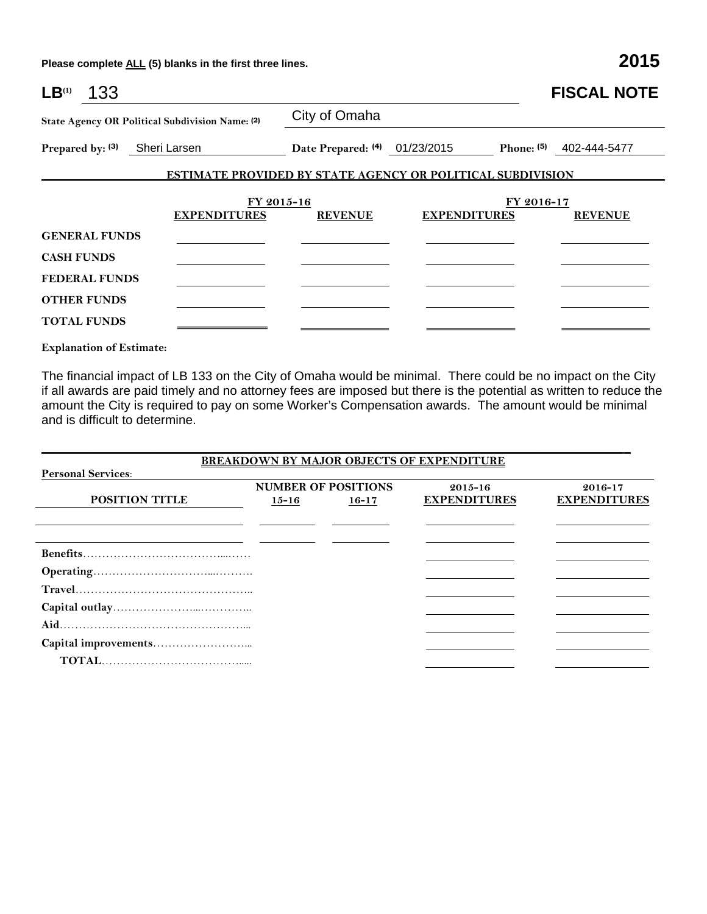**Please complete ALL (5) blanks in the first three lines.** **2015**

# LB(1) 133 — FISCAL NOTE

**State Agency OR Political Subdivision Name: (2)** City of Omaha

**Prepared by: (3)** Sheri Larsen **Date Prepared: (4)** 01/23/2015 **Phone: (5)** 402-444-5477

## ESTIMATE PROVIDED BY STATE AGENCY OR POLITICAL SUBDIVISION

| | FY 2015-16 | | FY 2016-17 | |
|---|---|---|---|---|
| | **EXPENDITURES** | **REVENUE** | **EXPENDITURES** | **REVENUE** |
| **GENERAL FUNDS** | | | | |
| **CASH FUNDS** | | | | |
| **FEDERAL FUNDS** | | | | |
| **OTHER FUNDS** | | | | |
| **TOTAL FUNDS** | | | | |

**Explanation of Estimate:**

The financial impact of LB 133 on the City of Omaha would be minimal. There could be no impact on the City if all awards are paid timely and no attorney fees are imposed but there is the potential as written to reduce the amount the City is required to pay on some Worker's Compensation awards. The amount would be minimal and is difficult to determine.

## BREAKDOWN BY MAJOR OBJECTS OF EXPENDITURE

**Personal Services**:

| POSITION TITLE | NUMBER OF POSITIONS 15-16 | 16-17 | 2015-16 EXPENDITURES | 2016-17 EXPENDITURES |
|---|---|---|---|---|
| | | | | |
| | | | | |
| **Benefits** | | | | |
| **Operating** | | | | |
| **Travel** | | | | |
| **Capital outlay** | | | | |
| **Aid** | | | | |
| **Capital improvements** | | | | |
| **TOTAL** | | | | |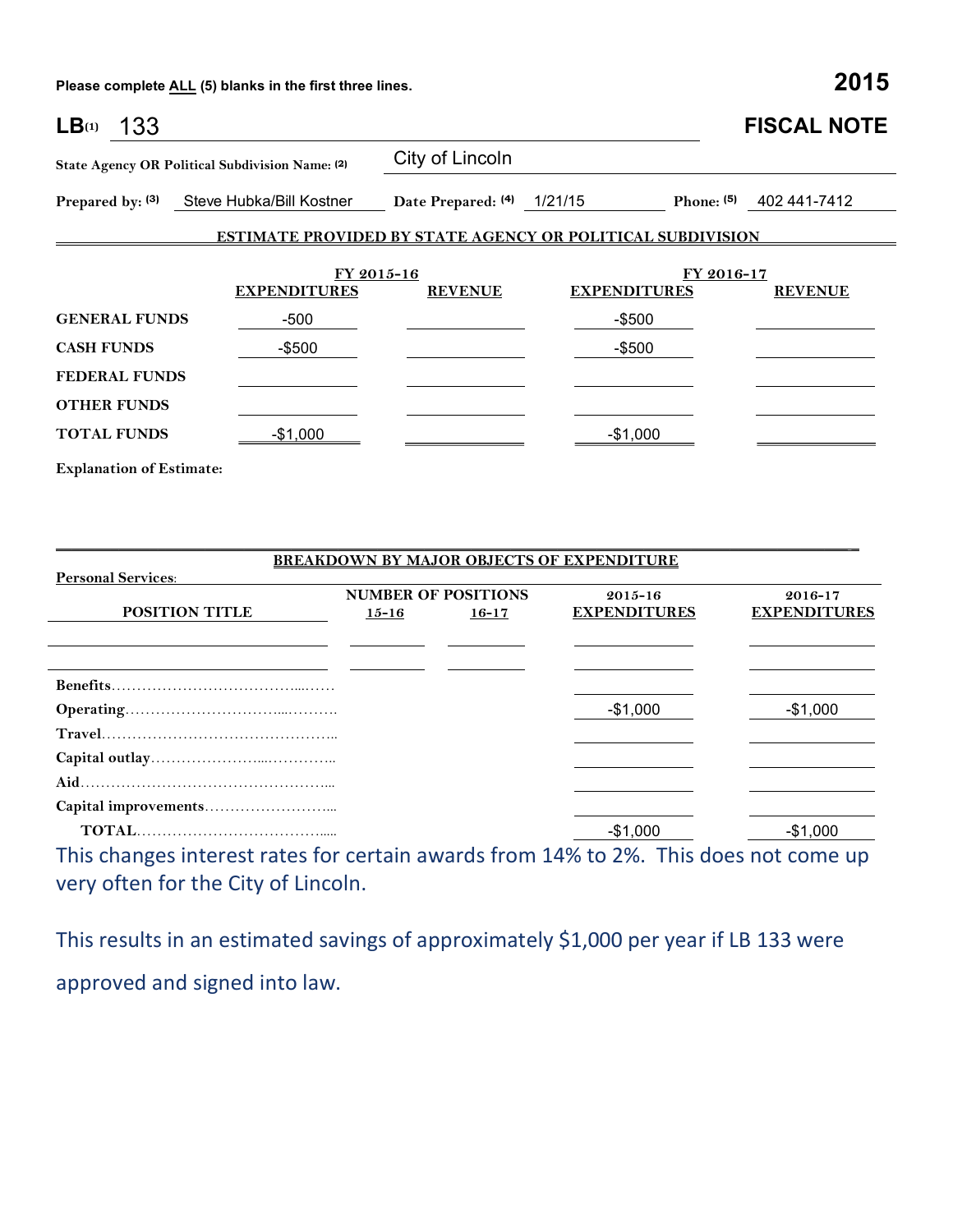Please complete ALL (5) blanks in the first three lines. **2015**

# LB[(1)] 133 — FISCAL NOTE

**State Agency OR Political Subdivision Name:** [(2)] City of Lincoln

**Prepared by:** [(3)] Steve Hubka/Bill Kostner **Date Prepared:** [(4)] 1/21/15 **Phone:** [(5)] 402 441-7412

## ESTIMATE PROVIDED BY STATE AGENCY OR POLITICAL SUBDIVISION

| | FY 2015-16 | | FY 2016-17 | |
|---|---|---|---|---|
| | EXPENDITURES | REVENUE | EXPENDITURES | REVENUE |
| GENERAL FUNDS | -500 | | -$500 | |
| CASH FUNDS | -$500 | | -$500 | |
| FEDERAL FUNDS | | | | |
| OTHER FUNDS | | | | |
| TOTAL FUNDS | -$1,000 | | -$1,000 | |

**Explanation of Estimate:**

## BREAKDOWN BY MAJOR OBJECTS OF EXPENDITURE

**Personal Services:**

| POSITION TITLE | NUMBER OF POSITIONS 15-16 | NUMBER OF POSITIONS 16-17 | 2015-16 EXPENDITURES | 2016-17 EXPENDITURES |
|---|---|---|---|---|
| | | | | |
| | | | | |
| Benefits | | | | |
| Operating | | | -$1,000 | -$1,000 |
| Travel | | | | |
| Capital outlay | | | | |
| Aid | | | | |
| Capital improvements | | | | |
| TOTAL | | | -$1,000 | -$1,000 |

This changes interest rates for certain awards from 14% to 2%. This does not come up very often for the City of Lincoln.

This results in an estimated savings of approximately $1,000 per year if LB 133 were approved and signed into law.